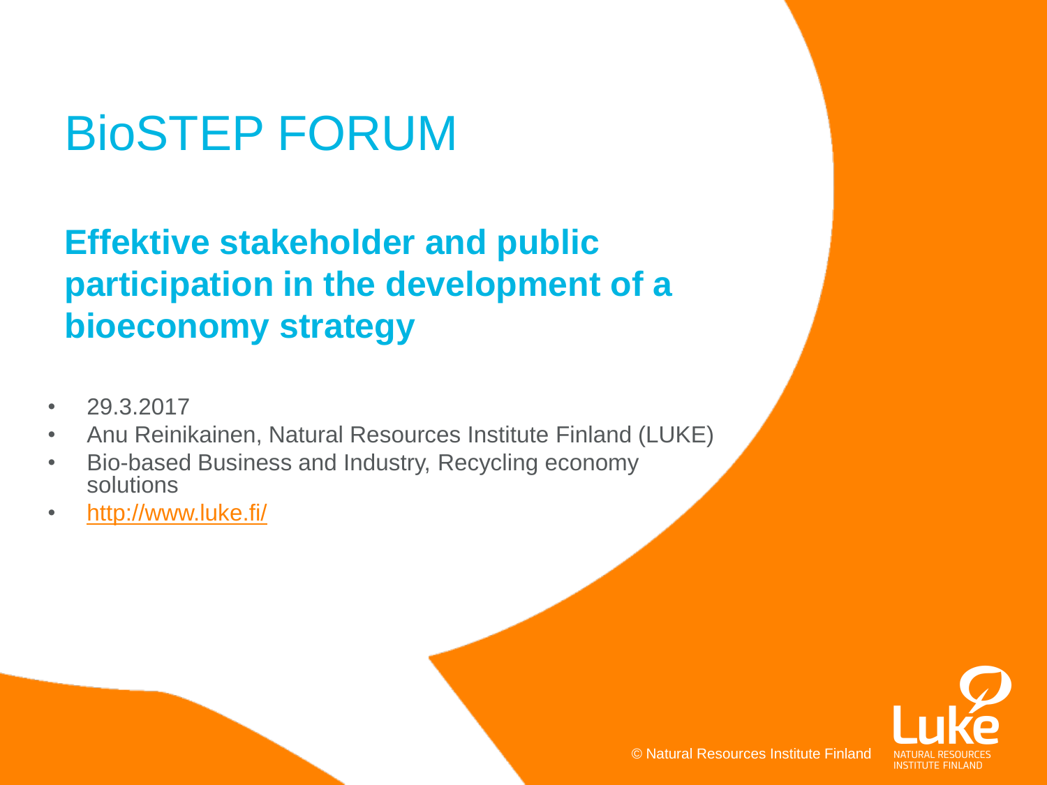# BioSTEP FORUM

## Effektive stakeholder and public participation in the development of a bioeconomy strategy

- 29.3.2017
- Anu Reinikainen, Natural Resources Institute Finland (LUKE)
- Bio-based Business and Industry, Recycling economy solutions
- http://www.luke.fi/

© Natural Resources Institute Finland

Luke NATURAL RESOURCES INSTITUTE FINLAND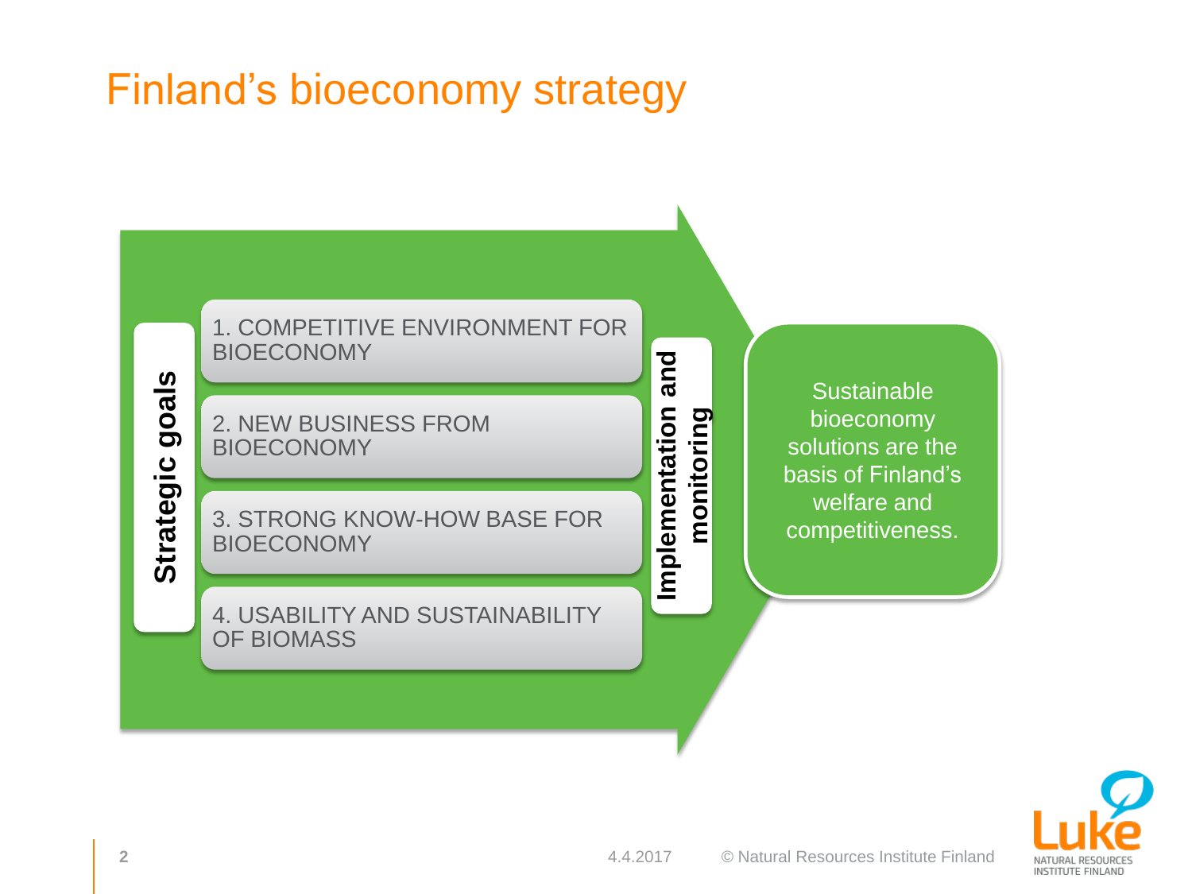# Finland's bioeconomy strategy

**Strategic goals**

1. COMPETITIVE ENVIRONMENT FOR BIOECONOMY
2. NEW BUSINESS FROM BIOECONOMY
3. STRONG KNOW-HOW BASE FOR BIOECONOMY
4. USABILITY AND SUSTAINABILITY OF BIOMASS

**Implementation and monitoring**

Sustainable bioeconomy solutions are the basis of Finland's welfare and competitiveness.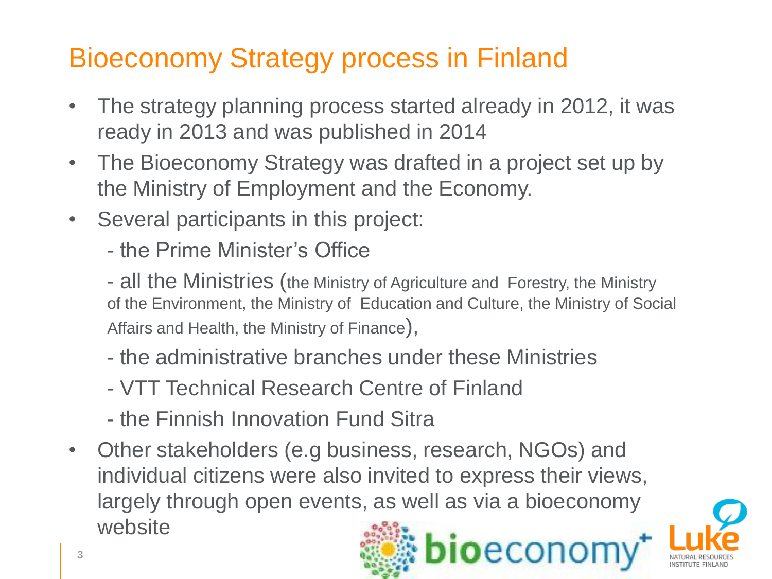# Bioeconomy Strategy process in Finland

- The strategy planning process started already in 2012, it was ready in 2013 and was published in 2014
- The Bioeconomy Strategy was drafted in a project set up by the Ministry of Employment and the Economy.
- Several participants in this project:
  - the Prime Minister's Office
  - all the Ministries (the Ministry of Agriculture and Forestry, the Ministry of the Environment, the Ministry of Education and Culture, the Ministry of Social Affairs and Health, the Ministry of Finance),
  - the administrative branches under these Ministries
  - VTT Technical Research Centre of Finland
  - the Finnish Innovation Fund Sitra
- Other stakeholders (e.g business, research, NGOs) and individual citizens were also invited to express their views, largely through open events, as well as via a bioeconomy website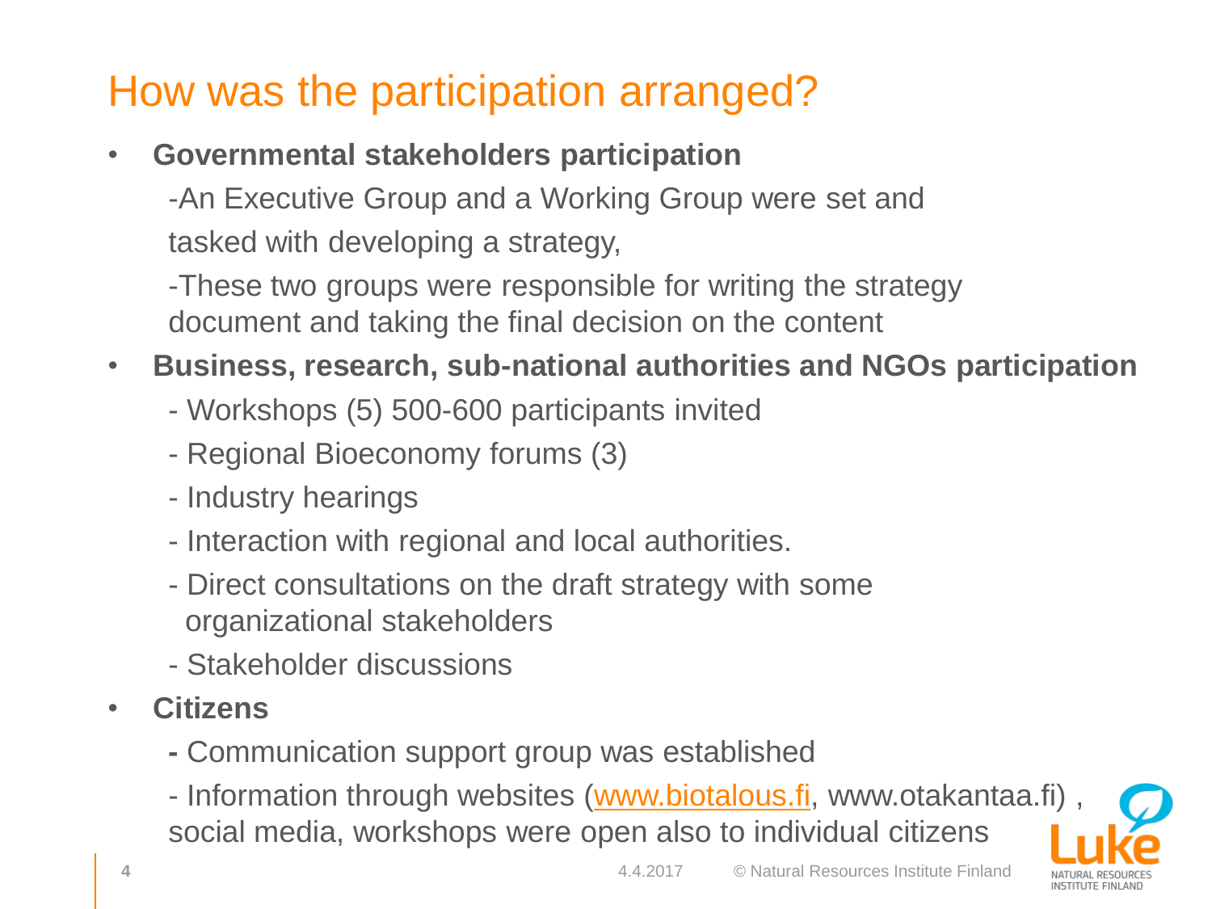# How was the participation arranged?

- **Governmental stakeholders participation**

  -An Executive Group and a Working Group were set and tasked with developing a strategy,

  -These two groups were responsible for writing the strategy document and taking the final decision on the content

- **Business, research, sub-national authorities and NGOs participation**

  - Workshops (5) 500-600 participants invited
  - Regional Bioeconomy forums (3)
  - Industry hearings
  - Interaction with regional and local authorities.
  - Direct consultations on the draft strategy with some organizational stakeholders
  - Stakeholder discussions

- **Citizens**

  **-** Communication support group was established

  - Information through websites (www.biotalous.fi, www.otakantaa.fi) , social media, workshops were open also to individual citizens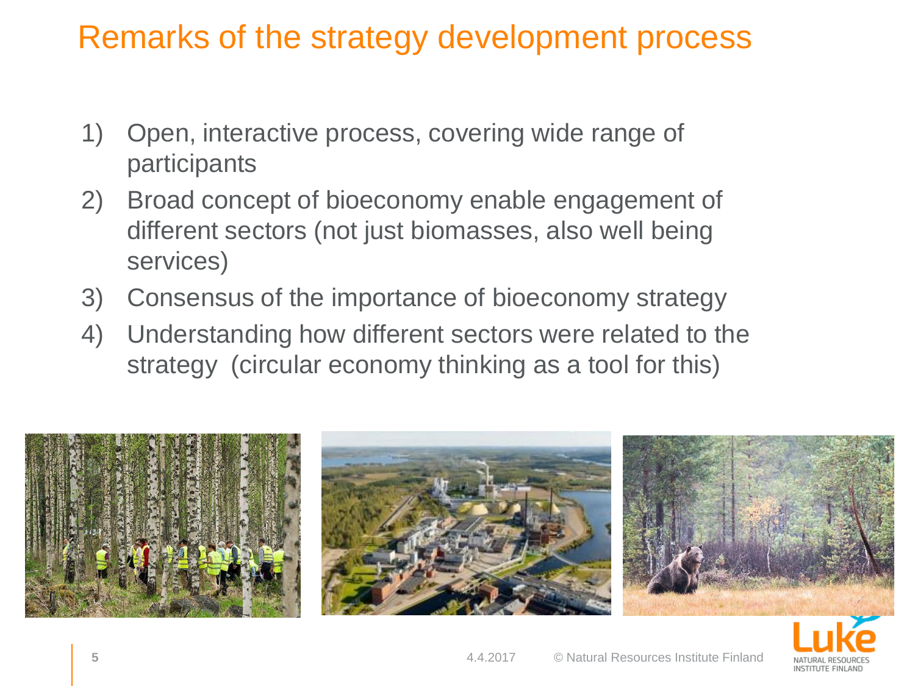# Remarks of the strategy development process

1) Open, interactive process, covering wide range of participants
2) Broad concept of bioeconomy enable engagement of different sectors (not just biomasses, also well being services)
3) Consensus of the importance of bioeconomy strategy
4) Understanding how different sectors were related to the strategy (circular economy thinking as a tool for this)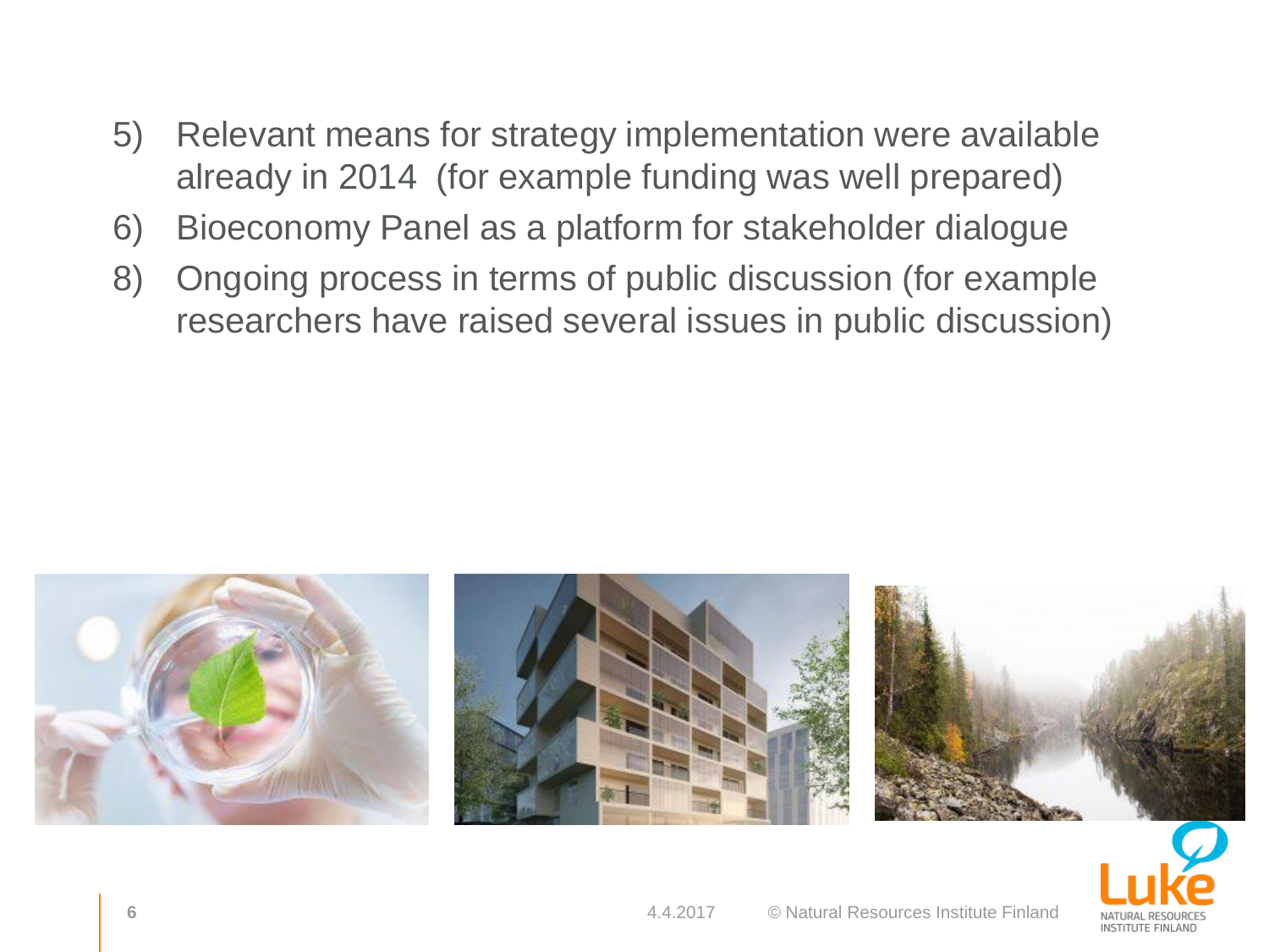5) Relevant means for strategy implementation were available already in 2014 (for example funding was well prepared)
6) Bioeconomy Panel as a platform for stakeholder dialogue
8) Ongoing process in terms of public discussion (for example researchers have raised several issues in public discussion)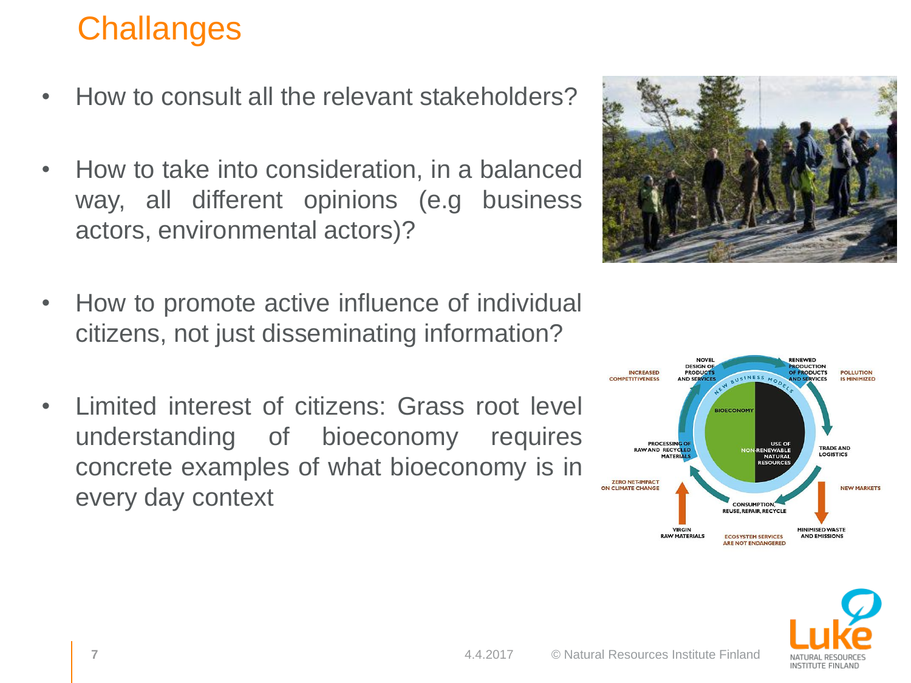# Challanges

- How to consult all the relevant stakeholders?
- How to take into consideration, in a balanced way, all different opinions (e.g business actors, environmental actors)?
- How to promote active influence of individual citizens, not just disseminating information?
- Limited interest of citizens: Grass root level understanding of bioeconomy requires concrete examples of what bioeconomy is in every day context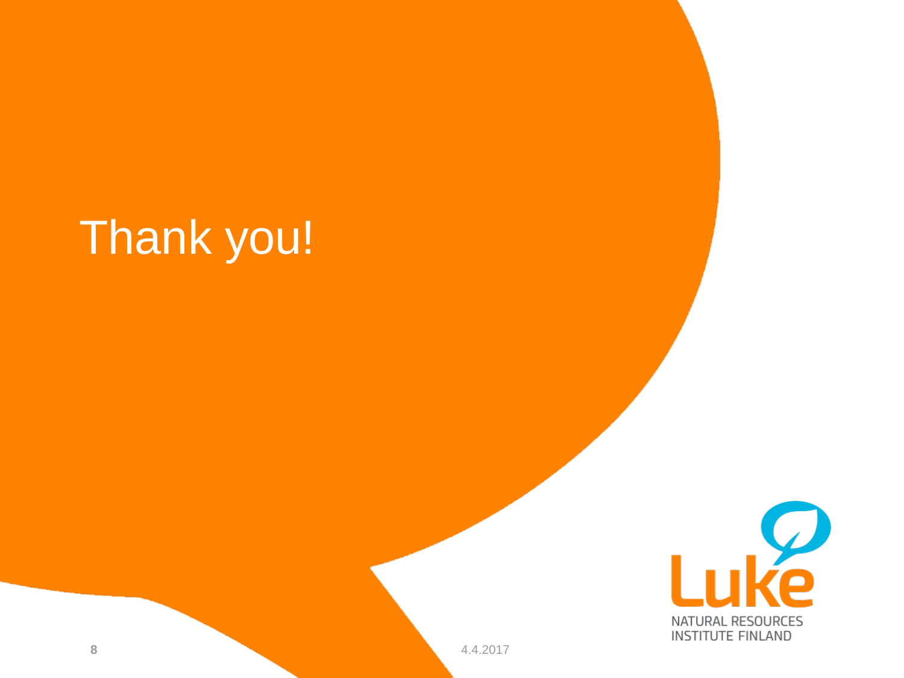# Thank you!

Luke
NATURAL RESOURCES
INSTITUTE FINLAND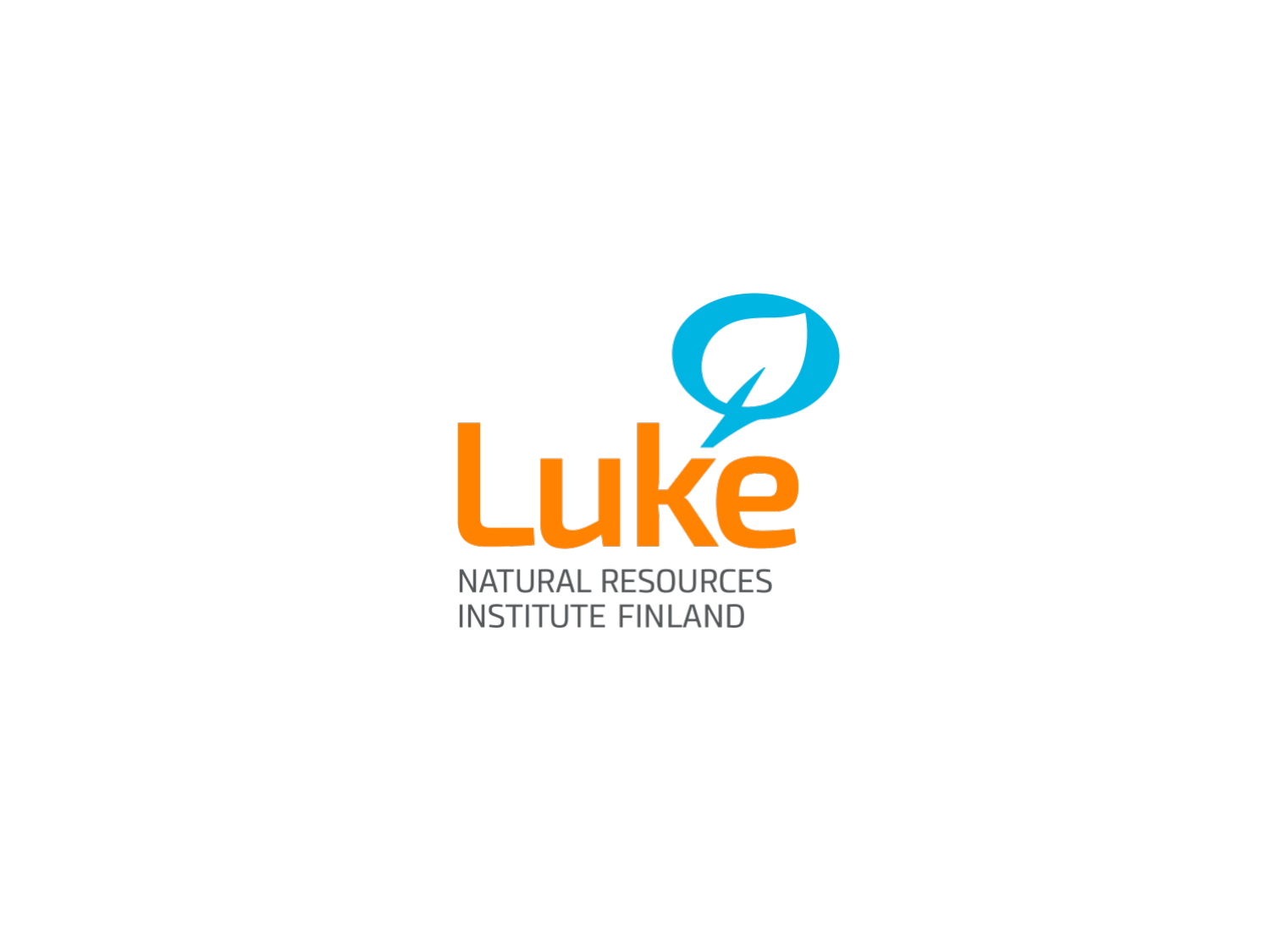Luke

NATURAL RESOURCES
INSTITUTE FINLAND